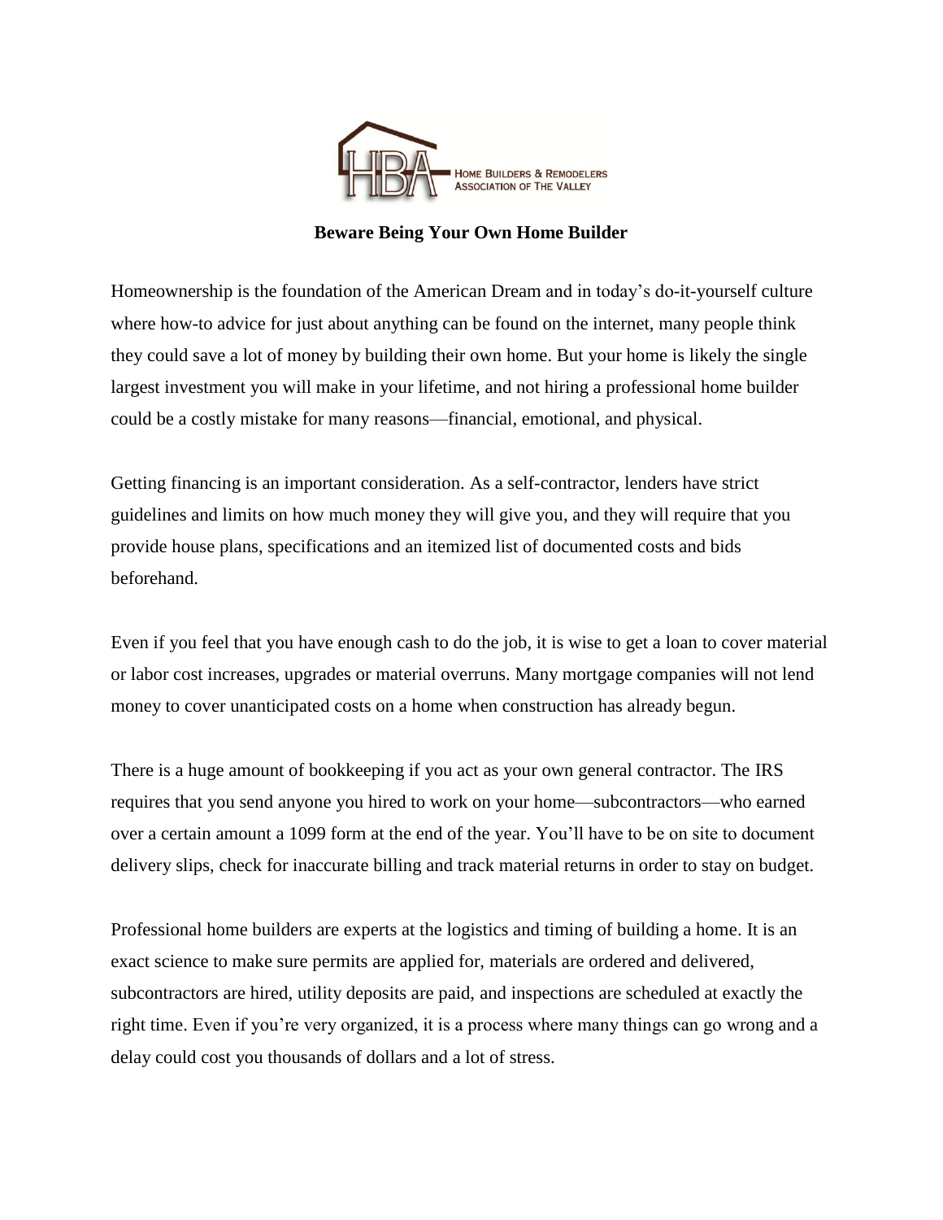HOME BUILDERS & REMODELERS ASSOCIATION OF THE VALLEY

**Beware Being Your Own Home Builder**

Homeownership is the foundation of the American Dream and in today's do-it-yourself culture where how-to advice for just about anything can be found on the internet, many people think they could save a lot of money by building their own home. But your home is likely the single largest investment you will make in your lifetime, and not hiring a professional home builder could be a costly mistake for many reasons—financial, emotional, and physical.

Getting financing is an important consideration. As a self-contractor, lenders have strict guidelines and limits on how much money they will give you, and they will require that you provide house plans, specifications and an itemized list of documented costs and bids beforehand.

Even if you feel that you have enough cash to do the job, it is wise to get a loan to cover material or labor cost increases, upgrades or material overruns. Many mortgage companies will not lend money to cover unanticipated costs on a home when construction has already begun.

There is a huge amount of bookkeeping if you act as your own general contractor. The IRS requires that you send anyone you hired to work on your home—subcontractors—who earned over a certain amount a 1099 form at the end of the year. You'll have to be on site to document delivery slips, check for inaccurate billing and track material returns in order to stay on budget.

Professional home builders are experts at the logistics and timing of building a home. It is an exact science to make sure permits are applied for, materials are ordered and delivered, subcontractors are hired, utility deposits are paid, and inspections are scheduled at exactly the right time. Even if you're very organized, it is a process where many things can go wrong and a delay could cost you thousands of dollars and a lot of stress.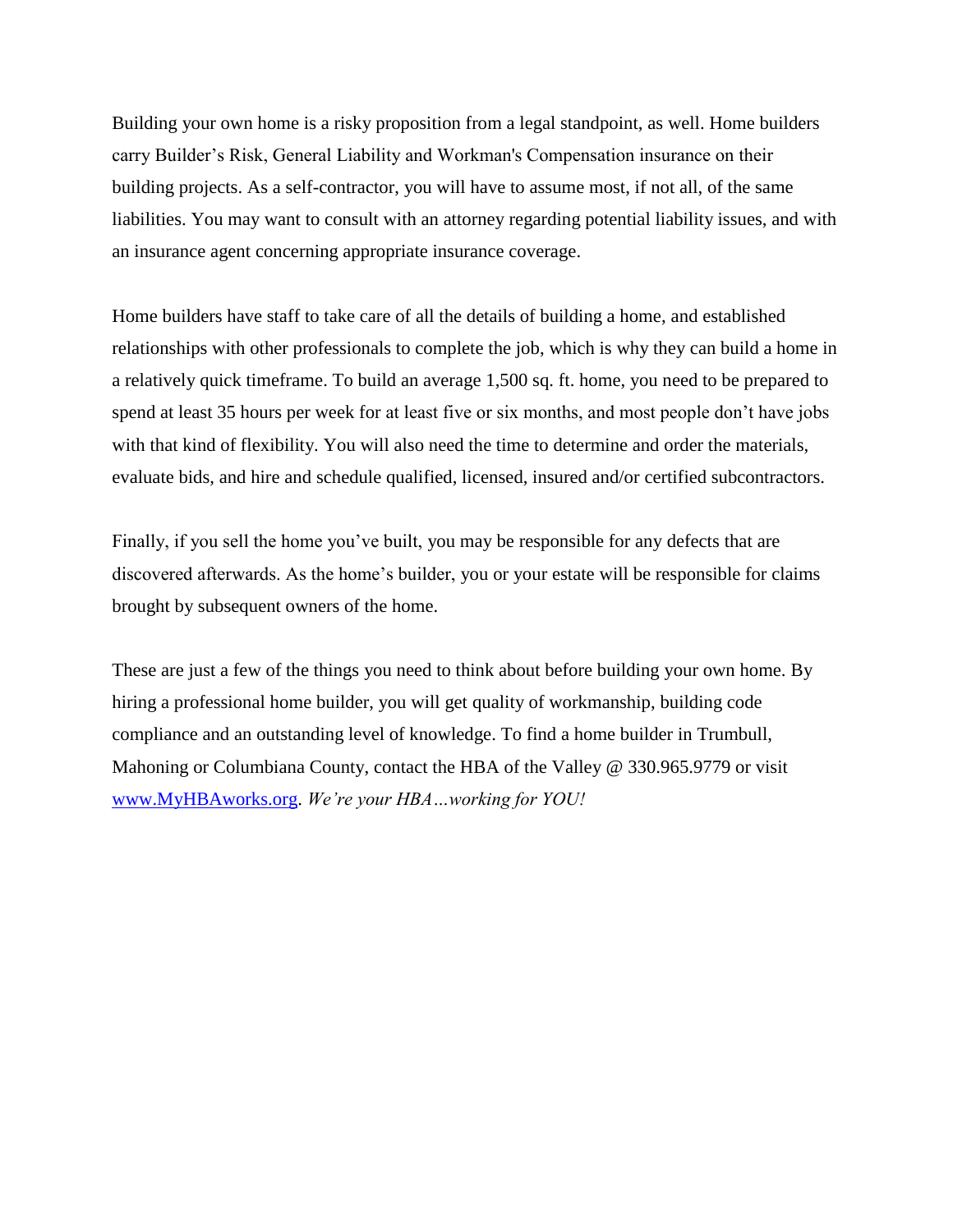Building your own home is a risky proposition from a legal standpoint, as well. Home builders carry Builder's Risk, General Liability and Workman's Compensation insurance on their building projects. As a self-contractor, you will have to assume most, if not all, of the same liabilities. You may want to consult with an attorney regarding potential liability issues, and with an insurance agent concerning appropriate insurance coverage.

Home builders have staff to take care of all the details of building a home, and established relationships with other professionals to complete the job, which is why they can build a home in a relatively quick timeframe. To build an average 1,500 sq. ft. home, you need to be prepared to spend at least 35 hours per week for at least five or six months, and most people don't have jobs with that kind of flexibility. You will also need the time to determine and order the materials, evaluate bids, and hire and schedule qualified, licensed, insured and/or certified subcontractors.

Finally, if you sell the home you've built, you may be responsible for any defects that are discovered afterwards. As the home's builder, you or your estate will be responsible for claims brought by subsequent owners of the home.

These are just a few of the things you need to think about before building your own home. By hiring a professional home builder, you will get quality of workmanship, building code compliance and an outstanding level of knowledge. To find a home builder in Trumbull, Mahoning or Columbiana County, contact the HBA of the Valley @ 330.965.9779 or visit [www.MyHBAworks.org](http://www.MyHBAworks.org). *We're your HBA…working for YOU!*